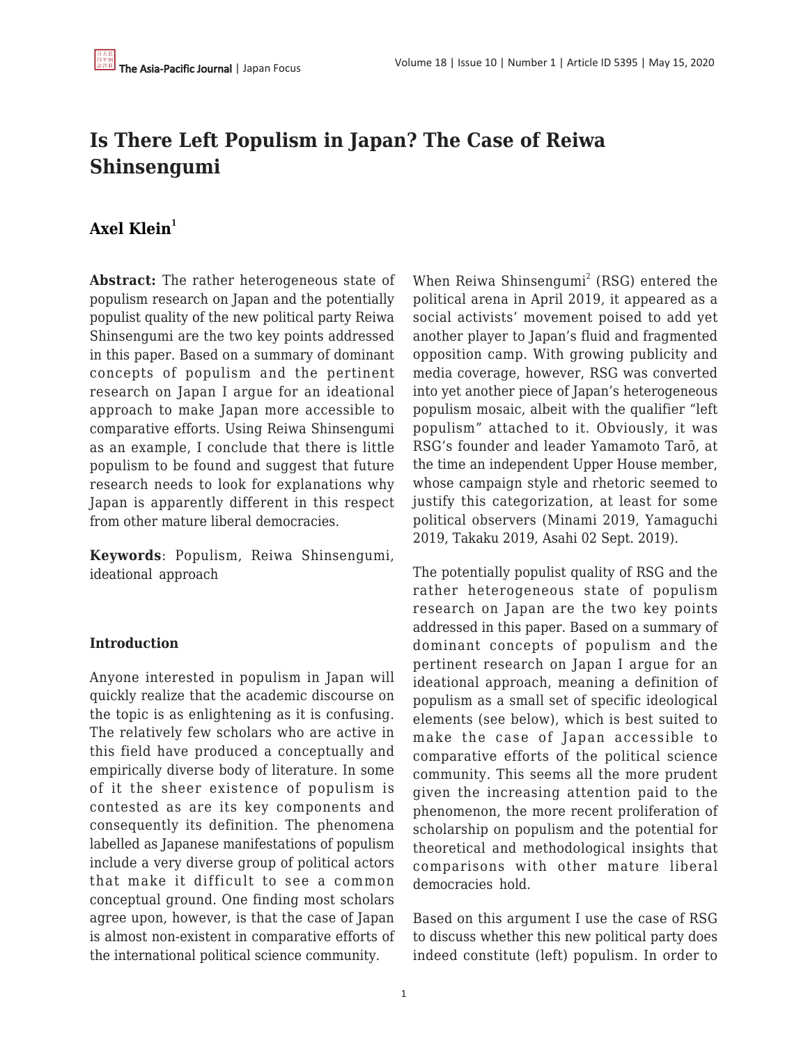# Is There Left Populism in Japan? The Case of Reiwa Shinsengumi

## Axel Klein[1]

**Abstract:** The rather heterogeneous state of populism research on Japan and the potentially populist quality of the new political party Reiwa Shinsengumi are the two key points addressed in this paper. Based on a summary of dominant concepts of populism and the pertinent research on Japan I argue for an ideational approach to make Japan more accessible to comparative efforts. Using Reiwa Shinsengumi as an example, I conclude that there is little populism to be found and suggest that future research needs to look for explanations why Japan is apparently different in this respect from other mature liberal democracies.

**Keywords**: Populism, Reiwa Shinsengumi, ideational approach

### Introduction

Anyone interested in populism in Japan will quickly realize that the academic discourse on the topic is as enlightening as it is confusing. The relatively few scholars who are active in this field have produced a conceptually and empirically diverse body of literature. In some of it the sheer existence of populism is contested as are its key components and consequently its definition. The phenomena labelled as Japanese manifestations of populism include a very diverse group of political actors that make it difficult to see a common conceptual ground. One finding most scholars agree upon, however, is that the case of Japan is almost non-existent in comparative efforts of the international political science community.

When Reiwa Shinsengumi[2] (RSG) entered the political arena in April 2019, it appeared as a social activists' movement poised to add yet another player to Japan's fluid and fragmented opposition camp. With growing publicity and media coverage, however, RSG was converted into yet another piece of Japan's heterogeneous populism mosaic, albeit with the qualifier "left populism" attached to it. Obviously, it was RSG's founder and leader Yamamoto Tarō, at the time an independent Upper House member, whose campaign style and rhetoric seemed to justify this categorization, at least for some political observers (Minami 2019, Yamaguchi 2019, Takaku 2019, Asahi 02 Sept. 2019).

The potentially populist quality of RSG and the rather heterogeneous state of populism research on Japan are the two key points addressed in this paper. Based on a summary of dominant concepts of populism and the pertinent research on Japan I argue for an ideational approach, meaning a definition of populism as a small set of specific ideological elements (see below), which is best suited to make the case of Japan accessible to comparative efforts of the political science community. This seems all the more prudent given the increasing attention paid to the phenomenon, the more recent proliferation of scholarship on populism and the potential for theoretical and methodological insights that comparisons with other mature liberal democracies hold.

Based on this argument I use the case of RSG to discuss whether this new political party does indeed constitute (left) populism. In order to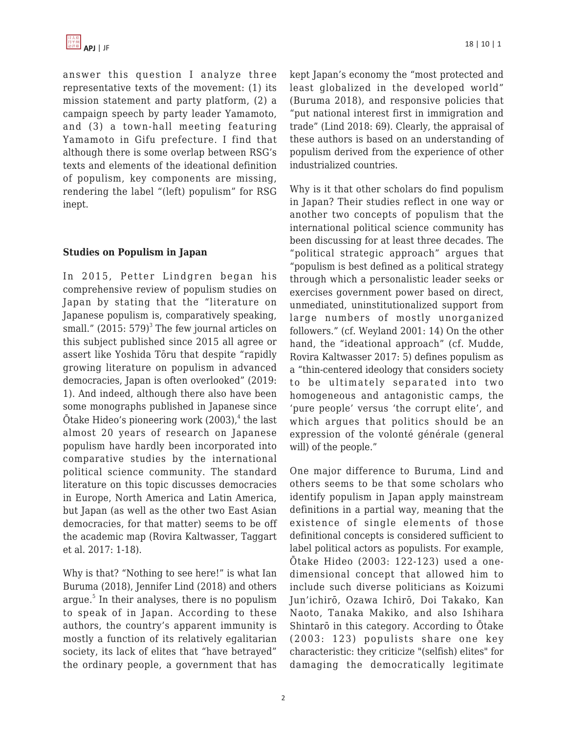answer this question I analyze three representative texts of the movement: (1) its mission statement and party platform, (2) a campaign speech by party leader Yamamoto, and (3) a town-hall meeting featuring Yamamoto in Gifu prefecture. I find that although there is some overlap between RSG's texts and elements of the ideational definition of populism, key components are missing, rendering the label "(left) populism" for RSG inept.

## Studies on Populism in Japan

In 2015, Petter Lindgren began his comprehensive review of populism studies on Japan by stating that the "literature on Japanese populism is, comparatively speaking, small." (2015: 579)[3] The few journal articles on this subject published since 2015 all agree or assert like Yoshida Tōru that despite "rapidly growing literature on populism in advanced democracies, Japan is often overlooked" (2019: 1). And indeed, although there also have been some monographs published in Japanese since Ōtake Hideo's pioneering work (2003),[4] the last almost 20 years of research on Japanese populism have hardly been incorporated into comparative studies by the international political science community. The standard literature on this topic discusses democracies in Europe, North America and Latin America, but Japan (as well as the other two East Asian democracies, for that matter) seems to be off the academic map (Rovira Kaltwasser, Taggart et al. 2017: 1-18).

Why is that? "Nothing to see here!" is what Ian Buruma (2018), Jennifer Lind (2018) and others argue.[5] In their analyses, there is no populism to speak of in Japan. According to these authors, the country's apparent immunity is mostly a function of its relatively egalitarian society, its lack of elites that "have betrayed" the ordinary people, a government that has kept Japan's economy the "most protected and least globalized in the developed world" (Buruma 2018), and responsive policies that "put national interest first in immigration and trade" (Lind 2018: 69). Clearly, the appraisal of these authors is based on an understanding of populism derived from the experience of other industrialized countries.

Why is it that other scholars do find populism in Japan? Their studies reflect in one way or another two concepts of populism that the international political science community has been discussing for at least three decades. The "political strategic approach" argues that "populism is best defined as a political strategy through which a personalistic leader seeks or exercises government power based on direct, unmediated, uninstitutionalized support from large numbers of mostly unorganized followers." (cf. Weyland 2001: 14) On the other hand, the "ideational approach" (cf. Mudde, Rovira Kaltwasser 2017: 5) defines populism as a "thin-centered ideology that considers society to be ultimately separated into two homogeneous and antagonistic camps, the 'pure people' versus 'the corrupt elite', and which argues that politics should be an expression of the volonté générale (general will) of the people."

One major difference to Buruma, Lind and others seems to be that some scholars who identify populism in Japan apply mainstream definitions in a partial way, meaning that the existence of single elements of those definitional concepts is considered sufficient to label political actors as populists. For example, Ōtake Hideo (2003: 122-123) used a one-dimensional concept that allowed him to include such diverse politicians as Koizumi Jun'ichirō, Ozawa Ichirō, Doi Takako, Kan Naoto, Tanaka Makiko, and also Ishihara Shintarō in this category. According to Ōtake (2003: 123) populists share one key characteristic: they criticize "(selfish) elites" for damaging the democratically legitimate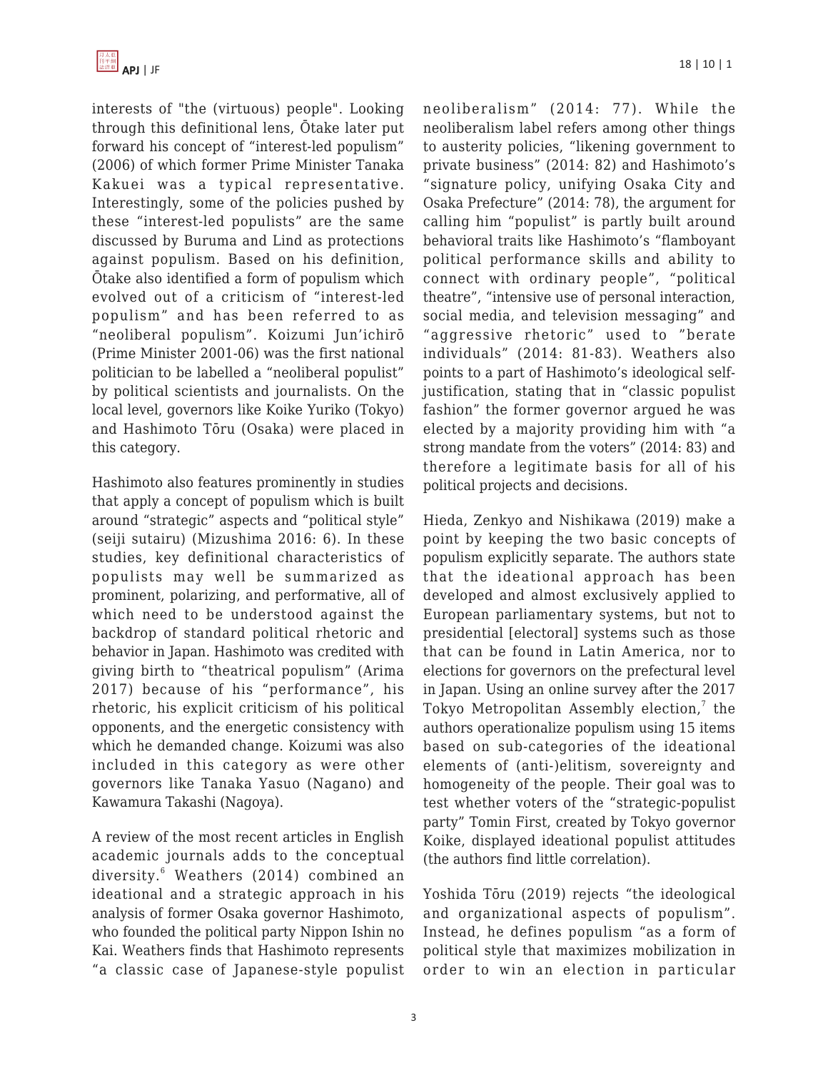interests of "the (virtuous) people". Looking through this definitional lens, Ōtake later put forward his concept of "interest-led populism" (2006) of which former Prime Minister Tanaka Kakuei was a typical representative. Interestingly, some of the policies pushed by these "interest-led populists" are the same discussed by Buruma and Lind as protections against populism. Based on his definition, Ōtake also identified a form of populism which evolved out of a criticism of "interest-led populism" and has been referred to as "neoliberal populism". Koizumi Jun'ichirō (Prime Minister 2001-06) was the first national politician to be labelled a "neoliberal populist" by political scientists and journalists. On the local level, governors like Koike Yuriko (Tokyo) and Hashimoto Tōru (Osaka) were placed in this category.

Hashimoto also features prominently in studies that apply a concept of populism which is built around "strategic" aspects and "political style" (seiji sutairu) (Mizushima 2016: 6). In these studies, key definitional characteristics of populists may well be summarized as prominent, polarizing, and performative, all of which need to be understood against the backdrop of standard political rhetoric and behavior in Japan. Hashimoto was credited with giving birth to "theatrical populism" (Arima 2017) because of his "performance", his rhetoric, his explicit criticism of his political opponents, and the energetic consistency with which he demanded change. Koizumi was also included in this category as were other governors like Tanaka Yasuo (Nagano) and Kawamura Takashi (Nagoya).

A review of the most recent articles in English academic journals adds to the conceptual diversity.[6] Weathers (2014) combined an ideational and a strategic approach in his analysis of former Osaka governor Hashimoto, who founded the political party Nippon Ishin no Kai. Weathers finds that Hashimoto represents "a classic case of Japanese-style populist neoliberalism" (2014: 77). While the neoliberalism label refers among other things to austerity policies, "likening government to private business" (2014: 82) and Hashimoto's "signature policy, unifying Osaka City and Osaka Prefecture" (2014: 78), the argument for calling him "populist" is partly built around behavioral traits like Hashimoto's "flamboyant political performance skills and ability to connect with ordinary people", "political theatre", "intensive use of personal interaction, social media, and television messaging" and "aggressive rhetoric" used to "berate individuals" (2014: 81-83). Weathers also points to a part of Hashimoto's ideological self-justification, stating that in "classic populist fashion" the former governor argued he was elected by a majority providing him with "a strong mandate from the voters" (2014: 83) and therefore a legitimate basis for all of his political projects and decisions.

Hieda, Zenkyo and Nishikawa (2019) make a point by keeping the two basic concepts of populism explicitly separate. The authors state that the ideational approach has been developed and almost exclusively applied to European parliamentary systems, but not to presidential [electoral] systems such as those that can be found in Latin America, nor to elections for governors on the prefectural level in Japan. Using an online survey after the 2017 Tokyo Metropolitan Assembly election,[7] the authors operationalize populism using 15 items based on sub-categories of the ideational elements of (anti-)elitism, sovereignty and homogeneity of the people. Their goal was to test whether voters of the "strategic-populist party" Tomin First, created by Tokyo governor Koike, displayed ideational populist attitudes (the authors find little correlation).

Yoshida Tōru (2019) rejects "the ideological and organizational aspects of populism". Instead, he defines populism "as a form of political style that maximizes mobilization in order to win an election in particular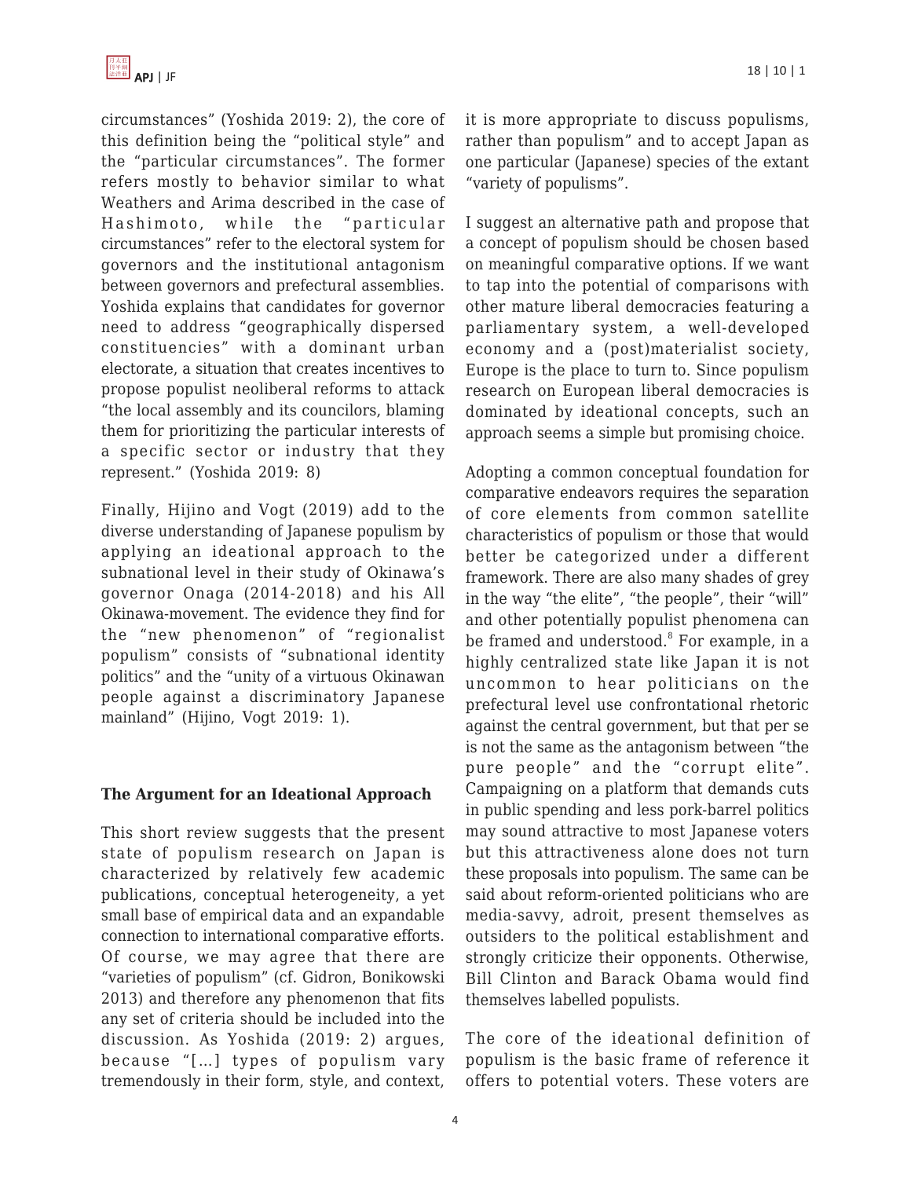circumstances" (Yoshida 2019: 2), the core of this definition being the "political style" and the "particular circumstances". The former refers mostly to behavior similar to what Weathers and Arima described in the case of Hashimoto, while the "particular circumstances" refer to the electoral system for governors and the institutional antagonism between governors and prefectural assemblies. Yoshida explains that candidates for governor need to address "geographically dispersed constituencies" with a dominant urban electorate, a situation that creates incentives to propose populist neoliberal reforms to attack "the local assembly and its councilors, blaming them for prioritizing the particular interests of a specific sector or industry that they represent." (Yoshida 2019: 8)

Finally, Hijino and Vogt (2019) add to the diverse understanding of Japanese populism by applying an ideational approach to the subnational level in their study of Okinawa's governor Onaga (2014-2018) and his All Okinawa-movement. The evidence they find for the "new phenomenon" of "regionalist populism" consists of "subnational identity politics" and the "unity of a virtuous Okinawan people against a discriminatory Japanese mainland" (Hijino, Vogt 2019: 1).

## The Argument for an Ideational Approach

This short review suggests that the present state of populism research on Japan is characterized by relatively few academic publications, conceptual heterogeneity, a yet small base of empirical data and an expandable connection to international comparative efforts. Of course, we may agree that there are "varieties of populism" (cf. Gidron, Bonikowski 2013) and therefore any phenomenon that fits any set of criteria should be included into the discussion. As Yoshida (2019: 2) argues, because "[…] types of populism vary tremendously in their form, style, and context, it is more appropriate to discuss populisms, rather than populism" and to accept Japan as one particular (Japanese) species of the extant "variety of populisms".

I suggest an alternative path and propose that a concept of populism should be chosen based on meaningful comparative options. If we want to tap into the potential of comparisons with other mature liberal democracies featuring a parliamentary system, a well-developed economy and a (post)materialist society, Europe is the place to turn to. Since populism research on European liberal democracies is dominated by ideational concepts, such an approach seems a simple but promising choice.

Adopting a common conceptual foundation for comparative endeavors requires the separation of core elements from common satellite characteristics of populism or those that would better be categorized under a different framework. There are also many shades of grey in the way "the elite", "the people", their "will" and other potentially populist phenomena can be framed and understood.[8] For example, in a highly centralized state like Japan it is not uncommon to hear politicians on the prefectural level use confrontational rhetoric against the central government, but that per se is not the same as the antagonism between "the pure people" and the "corrupt elite". Campaigning on a platform that demands cuts in public spending and less pork-barrel politics may sound attractive to most Japanese voters but this attractiveness alone does not turn these proposals into populism. The same can be said about reform-oriented politicians who are media-savvy, adroit, present themselves as outsiders to the political establishment and strongly criticize their opponents. Otherwise, Bill Clinton and Barack Obama would find themselves labelled populists.

The core of the ideational definition of populism is the basic frame of reference it offers to potential voters. These voters are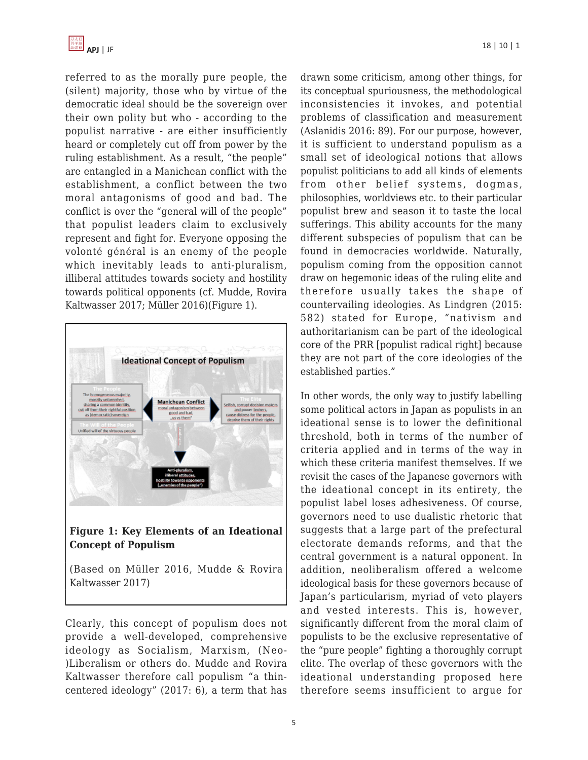referred to as the morally pure people, the (silent) majority, those who by virtue of the democratic ideal should be the sovereign over their own polity but who - according to the populist narrative - are either insufficiently heard or completely cut off from power by the ruling establishment. As a result, "the people" are entangled in a Manichean conflict with the establishment, a conflict between the two moral antagonisms of good and bad. The conflict is over the "general will of the people" that populist leaders claim to exclusively represent and fight for. Everyone opposing the volonté général is an enemy of the people which inevitably leads to anti-pluralism, illiberal attitudes towards society and hostility towards political opponents (cf. Mudde, Rovira Kaltwasser 2017; Müller 2016)(Figure 1).

**Figure 1: Key Elements of an Ideational Concept of Populism**

(Based on Müller 2016, Mudde & Rovira Kaltwasser 2017)

Clearly, this concept of populism does not provide a well-developed, comprehensive ideology as Socialism, Marxism, (Neo-)Liberalism or others do. Mudde and Rovira Kaltwasser therefore call populism "a thin-centered ideology" (2017: 6), a term that has drawn some criticism, among other things, for its conceptual spuriousness, the methodological inconsistencies it invokes, and potential problems of classification and measurement (Aslanidis 2016: 89). For our purpose, however, it is sufficient to understand populism as a small set of ideological notions that allows populist politicians to add all kinds of elements from other belief systems, dogmas, philosophies, worldviews etc. to their particular populist brew and season it to taste the local sufferings. This ability accounts for the many different subspecies of populism that can be found in democracies worldwide. Naturally, populism coming from the opposition cannot draw on hegemonic ideas of the ruling elite and therefore usually takes the shape of countervailing ideologies. As Lindgren (2015: 582) stated for Europe, "nativism and authoritarianism can be part of the ideological core of the PRR [populist radical right] because they are not part of the core ideologies of the established parties."

In other words, the only way to justify labelling some political actors in Japan as populists in an ideational sense is to lower the definitional threshold, both in terms of the number of criteria applied and in terms of the way in which these criteria manifest themselves. If we revisit the cases of the Japanese governors with the ideational concept in its entirety, the populist label loses adhesiveness. Of course, governors need to use dualistic rhetoric that suggests that a large part of the prefectural electorate demands reforms, and that the central government is a natural opponent. In addition, neoliberalism offered a welcome ideological basis for these governors because of Japan's particularism, myriad of veto players and vested interests. This is, however, significantly different from the moral claim of populists to be the exclusive representative of the "pure people" fighting a thoroughly corrupt elite. The overlap of these governors with the ideational understanding proposed here therefore seems insufficient to argue for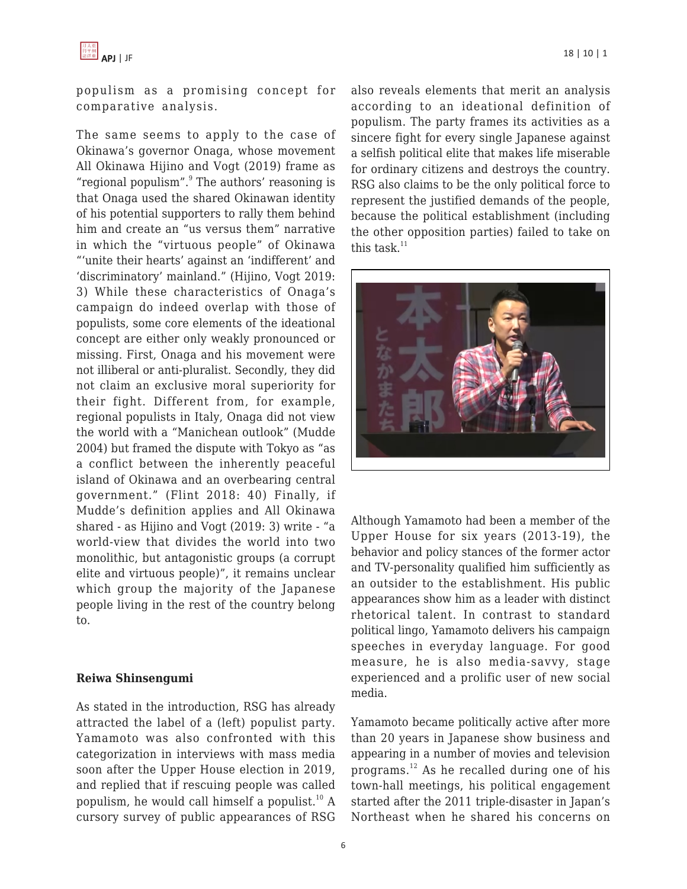populism as a promising concept for comparative analysis.

The same seems to apply to the case of Okinawa's governor Onaga, whose movement All Okinawa Hijino and Vogt (2019) frame as "regional populism".[9] The authors' reasoning is that Onaga used the shared Okinawan identity of his potential supporters to rally them behind him and create an "us versus them" narrative in which the "virtuous people" of Okinawa "'unite their hearts' against an 'indifferent' and 'discriminatory' mainland." (Hijino, Vogt 2019: 3) While these characteristics of Onaga's campaign do indeed overlap with those of populists, some core elements of the ideational concept are either only weakly pronounced or missing. First, Onaga and his movement were not illiberal or anti-pluralist. Secondly, they did not claim an exclusive moral superiority for their fight. Different from, for example, regional populists in Italy, Onaga did not view the world with a "Manichean outlook" (Mudde 2004) but framed the dispute with Tokyo as "as a conflict between the inherently peaceful island of Okinawa and an overbearing central government." (Flint 2018: 40) Finally, if Mudde's definition applies and All Okinawa shared - as Hijino and Vogt (2019: 3) write - "a world-view that divides the world into two monolithic, but antagonistic groups (a corrupt elite and virtuous people)", it remains unclear which group the majority of the Japanese people living in the rest of the country belong to.

**Reiwa Shinsengumi**

As stated in the introduction, RSG has already attracted the label of a (left) populist party. Yamamoto was also confronted with this categorization in interviews with mass media soon after the Upper House election in 2019, and replied that if rescuing people was called populism, he would call himself a populist.[10] A cursory survey of public appearances of RSG also reveals elements that merit an analysis according to an ideational definition of populism. The party frames its activities as a sincere fight for every single Japanese against a selfish political elite that makes life miserable for ordinary citizens and destroys the country. RSG also claims to be the only political force to represent the justified demands of the people, because the political establishment (including the other opposition parties) failed to take on this task.[11]

Although Yamamoto had been a member of the Upper House for six years (2013-19), the behavior and policy stances of the former actor and TV-personality qualified him sufficiently as an outsider to the establishment. His public appearances show him as a leader with distinct rhetorical talent. In contrast to standard political lingo, Yamamoto delivers his campaign speeches in everyday language. For good measure, he is also media-savvy, stage experienced and a prolific user of new social media.

Yamamoto became politically active after more than 20 years in Japanese show business and appearing in a number of movies and television programs.[12] As he recalled during one of his town-hall meetings, his political engagement started after the 2011 triple-disaster in Japan's Northeast when he shared his concerns on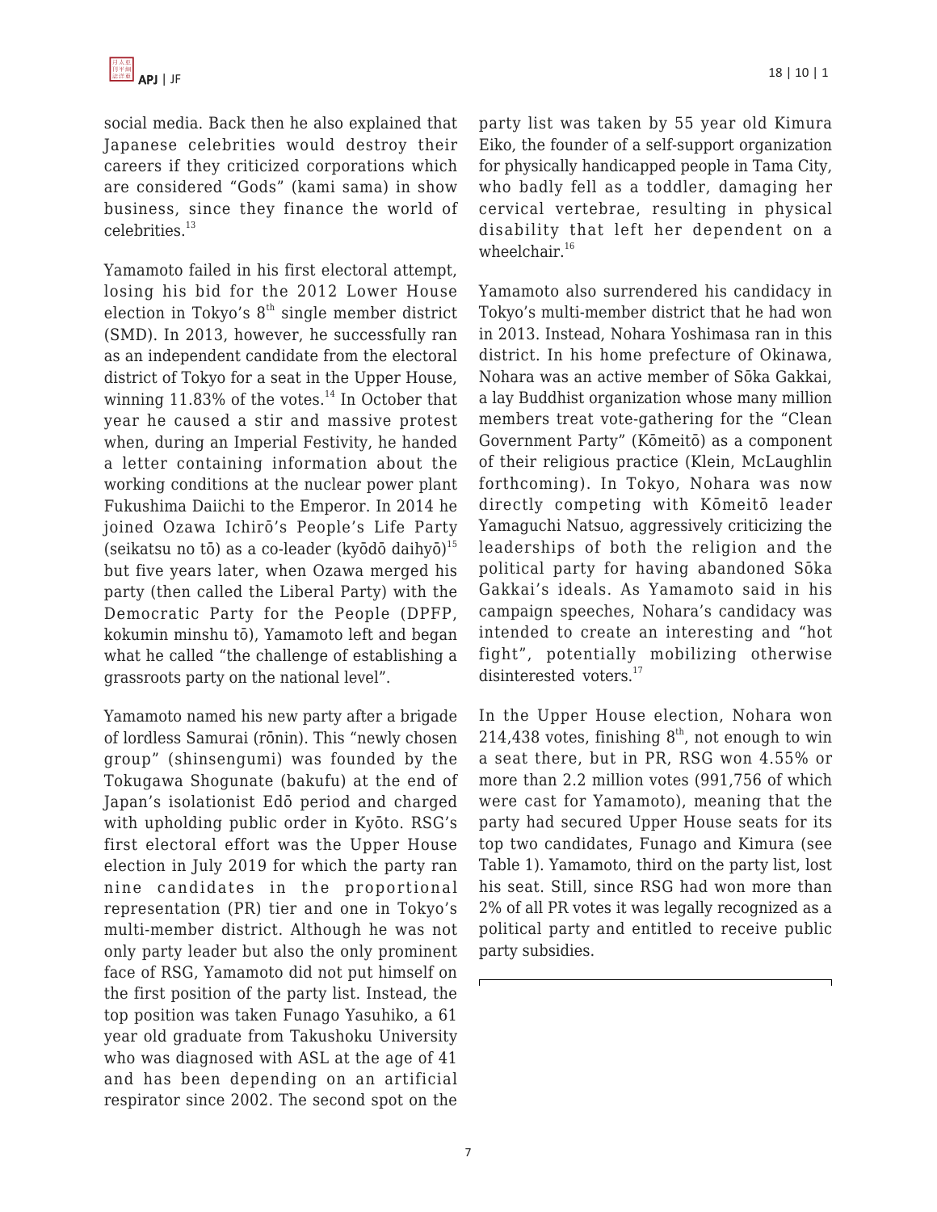social media. Back then he also explained that Japanese celebrities would destroy their careers if they criticized corporations which are considered "Gods" (kami sama) in show business, since they finance the world of celebrities.[13]

Yamamoto failed in his first electoral attempt, losing his bid for the 2012 Lower House election in Tokyo's 8th single member district (SMD). In 2013, however, he successfully ran as an independent candidate from the electoral district of Tokyo for a seat in the Upper House, winning 11.83% of the votes.[14] In October that year he caused a stir and massive protest when, during an Imperial Festivity, he handed a letter containing information about the working conditions at the nuclear power plant Fukushima Daiichi to the Emperor. In 2014 he joined Ozawa Ichirō's People's Life Party (seikatsu no tō) as a co-leader (kyōdō daihyō)[15] but five years later, when Ozawa merged his party (then called the Liberal Party) with the Democratic Party for the People (DPFP, kokumin minshu tō), Yamamoto left and began what he called "the challenge of establishing a grassroots party on the national level".

Yamamoto named his new party after a brigade of lordless Samurai (rōnin). This "newly chosen group" (shinsengumi) was founded by the Tokugawa Shogunate (bakufu) at the end of Japan's isolationist Edō period and charged with upholding public order in Kyōto. RSG's first electoral effort was the Upper House election in July 2019 for which the party ran nine candidates in the proportional representation (PR) tier and one in Tokyo's multi-member district. Although he was not only party leader but also the only prominent face of RSG, Yamamoto did not put himself on the first position of the party list. Instead, the top position was taken Funago Yasuhiko, a 61 year old graduate from Takushoku University who was diagnosed with ASL at the age of 41 and has been depending on an artificial respirator since 2002. The second spot on the party list was taken by 55 year old Kimura Eiko, the founder of a self-support organization for physically handicapped people in Tama City, who badly fell as a toddler, damaging her cervical vertebrae, resulting in physical disability that left her dependent on a wheelchair.[16]

Yamamoto also surrendered his candidacy in Tokyo's multi-member district that he had won in 2013. Instead, Nohara Yoshimasa ran in this district. In his home prefecture of Okinawa, Nohara was an active member of Sōka Gakkai, a lay Buddhist organization whose many million members treat vote-gathering for the "Clean Government Party" (Kōmeitō) as a component of their religious practice (Klein, McLaughlin forthcoming). In Tokyo, Nohara was now directly competing with Kōmeitō leader Yamaguchi Natsuo, aggressively criticizing the leaderships of both the religion and the political party for having abandoned Sōka Gakkai's ideals. As Yamamoto said in his campaign speeches, Nohara's candidacy was intended to create an interesting and "hot fight", potentially mobilizing otherwise disinterested voters.[17]

In the Upper House election, Nohara won 214,438 votes, finishing 8th, not enough to win a seat there, but in PR, RSG won 4.55% or more than 2.2 million votes (991,756 of which were cast for Yamamoto), meaning that the party had secured Upper House seats for its top two candidates, Funago and Kimura (see Table 1). Yamamoto, third on the party list, lost his seat. Still, since RSG had won more than 2% of all PR votes it was legally recognized as a political party and entitled to receive public party subsidies.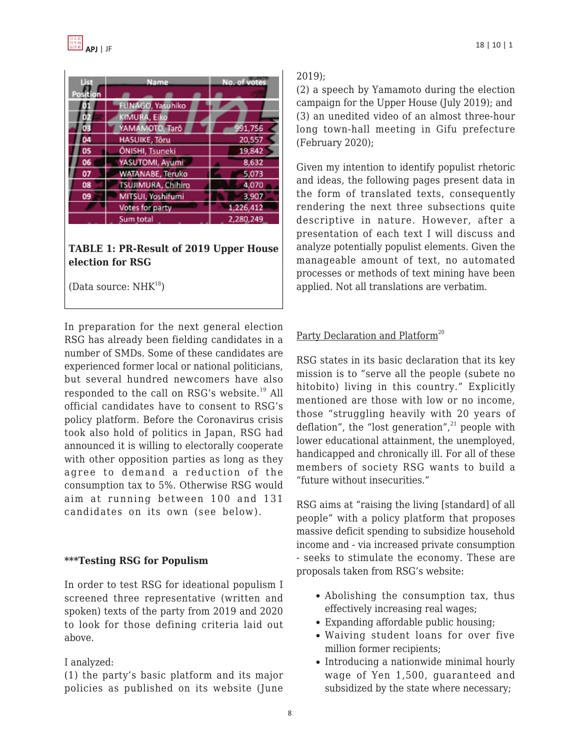| List Position | Name | No. of votes |
|---|---|---|
| 01 | FUNAGO, Yasuhiko | |
| 02 | KIMURA, Eiko | |
| 03 | YAMAMOTO, Tarō | 991,756 |
| 04 | HASUIKE, Tōru | 20,557 |
| 05 | ŌNISHI, Tsuneki | 19,842 |
| 06 | YASUTOMI, Ayumi | 8,632 |
| 07 | WATANABE, Teruko | 5,073 |
| 08 | TSUJIMURA, Chihiro | 4,070 |
| 09 | MITSUI, Yoshifumi | 3,907 |
| | Votes for party | 1,226,412 |
| | Sum total | 2,280,249 |

**TABLE 1: PR-Result of 2019 Upper House election for RSG**

(Data source: NHK[18])

In preparation for the next general election RSG has already been fielding candidates in a number of SMDs. Some of these candidates are experienced former local or national politicians, but several hundred newcomers have also responded to the call on RSG's website.[19] All official candidates have to consent to RSG's policy platform. Before the Coronavirus crisis took also hold of politics in Japan, RSG had announced it is willing to electorally cooperate with other opposition parties as long as they agree to demand a reduction of the consumption tax to 5%. Otherwise RSG would aim at running between 100 and 131 candidates on its own (see below).

**\*\*\*Testing RSG for Populism**

In order to test RSG for ideational populism I screened three representative (written and spoken) texts of the party from 2019 and 2020 to look for those defining criteria laid out above.

I analyzed:
(1) the party's basic platform and its major policies as published on its website (June 2019);
(2) a speech by Yamamoto during the election campaign for the Upper House (July 2019); and
(3) an unedited video of an almost three-hour long town-hall meeting in Gifu prefecture (February 2020);

Given my intention to identify populist rhetoric and ideas, the following pages present data in the form of translated texts, consequently rendering the next three subsections quite descriptive in nature. However, after a presentation of each text I will discuss and analyze potentially populist elements. Given the manageable amount of text, no automated processes or methods of text mining have been applied. Not all translations are verbatim.

<u>Party Declaration and Platform</u>[20]

RSG states in its basic declaration that its key mission is to "serve all the people (subete no hitobito) living in this country." Explicitly mentioned are those with low or no income, those "struggling heavily with 20 years of deflation", the "lost generation",[21] people with lower educational attainment, the unemployed, handicapped and chronically ill. For all of these members of society RSG wants to build a "future without insecurities."

RSG aims at "raising the living [standard] of all people" with a policy platform that proposes massive deficit spending to subsidize household income and - via increased private consumption - seeks to stimulate the economy. These are proposals taken from RSG's website:

- Abolishing the consumption tax, thus effectively increasing real wages;
- Expanding affordable public housing;
- Waiving student loans for over five million former recipients;
- Introducing a nationwide minimal hourly wage of Yen 1,500, guaranteed and subsidized by the state where necessary;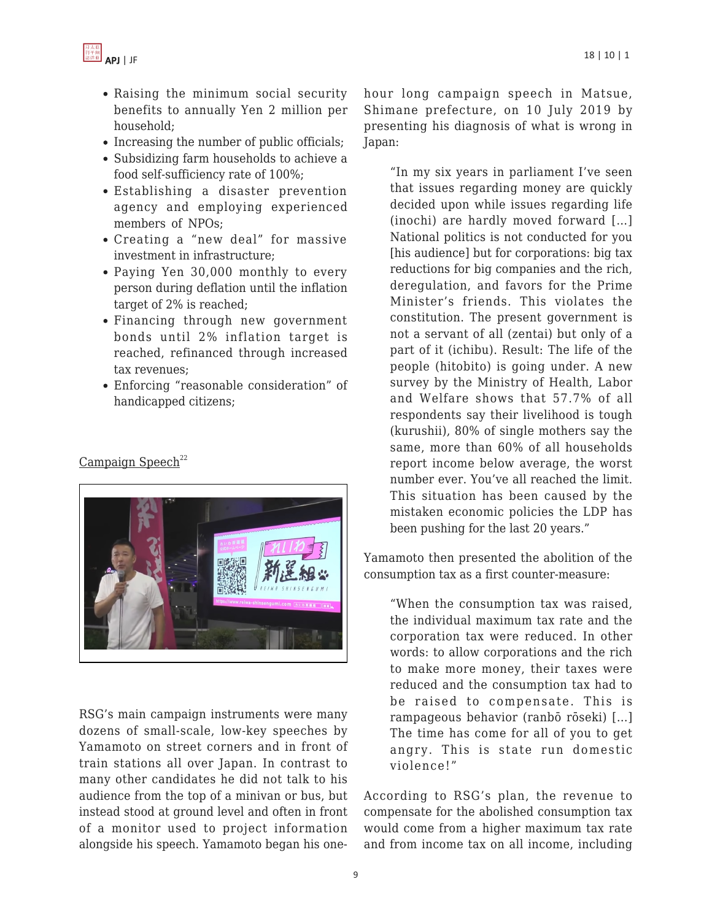- Raising the minimum social security benefits to annually Yen 2 million per household;
- Increasing the number of public officials;
- Subsidizing farm households to achieve a food self-sufficiency rate of 100%;
- Establishing a disaster prevention agency and employing experienced members of NPOs;
- Creating a "new deal" for massive investment in infrastructure;
- Paying Yen 30,000 monthly to every person during deflation until the inflation target of 2% is reached;
- Financing through new government bonds until 2% inflation target is reached, refinanced through increased tax revenues;
- Enforcing "reasonable consideration" of handicapped citizens;

Campaign Speech[22]

RSG's main campaign instruments were many dozens of small-scale, low-key speeches by Yamamoto on street corners and in front of train stations all over Japan. In contrast to many other candidates he did not talk to his audience from the top of a minivan or bus, but instead stood at ground level and often in front of a monitor used to project information alongside his speech. Yamamoto began his one-hour long campaign speech in Matsue, Shimane prefecture, on 10 July 2019 by presenting his diagnosis of what is wrong in Japan:

> "In my six years in parliament I've seen that issues regarding money are quickly decided upon while issues regarding life (inochi) are hardly moved forward [...] National politics is not conducted for you [his audience] but for corporations: big tax reductions for big companies and the rich, deregulation, and favors for the Prime Minister's friends. This violates the constitution. The present government is not a servant of all (zentai) but only of a part of it (ichibu). Result: The life of the people (hitobito) is going under. A new survey by the Ministry of Health, Labor and Welfare shows that 57.7% of all respondents say their livelihood is tough (kurushii), 80% of single mothers say the same, more than 60% of all households report income below average, the worst number ever. You've all reached the limit. This situation has been caused by the mistaken economic policies the LDP has been pushing for the last 20 years."

Yamamoto then presented the abolition of the consumption tax as a first counter-measure:

> "When the consumption tax was raised, the individual maximum tax rate and the corporation tax were reduced. In other words: to allow corporations and the rich to make more money, their taxes were reduced and the consumption tax had to be raised to compensate. This is rampageous behavior (ranbō rōseki) [...] The time has come for all of you to get angry. This is state run domestic violence!"

According to RSG's plan, the revenue to compensate for the abolished consumption tax would come from a higher maximum tax rate and from income tax on all income, including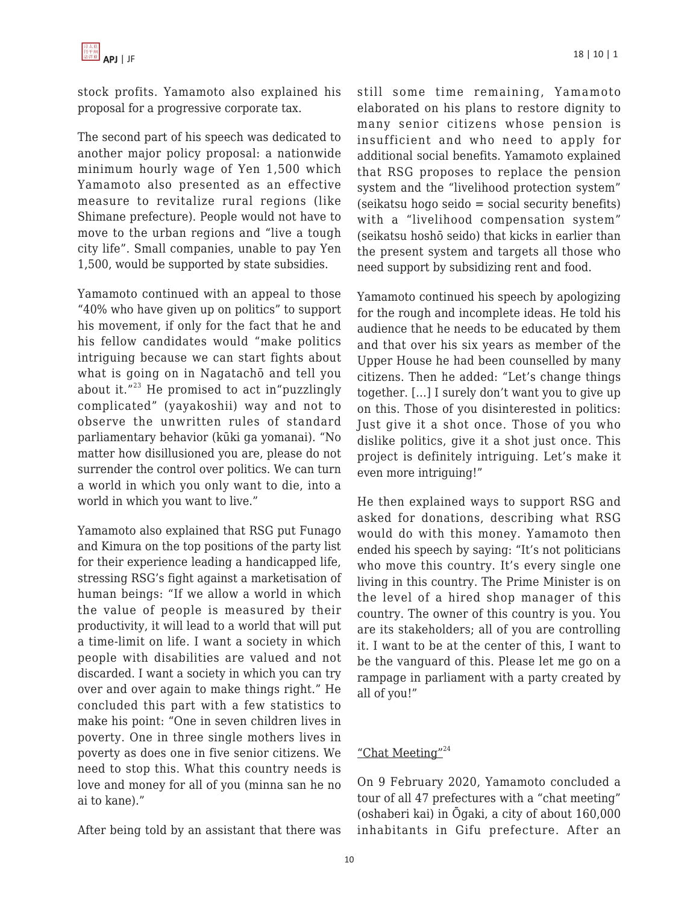stock profits. Yamamoto also explained his proposal for a progressive corporate tax.

The second part of his speech was dedicated to another major policy proposal: a nationwide minimum hourly wage of Yen 1,500 which Yamamoto also presented as an effective measure to revitalize rural regions (like Shimane prefecture). People would not have to move to the urban regions and "live a tough city life". Small companies, unable to pay Yen 1,500, would be supported by state subsidies.

Yamamoto continued with an appeal to those "40% who have given up on politics" to support his movement, if only for the fact that he and his fellow candidates would "make politics intriguing because we can start fights about what is going on in Nagatachō and tell you about it."[23] He promised to act in"puzzlingly complicated" (yayakoshii) way and not to observe the unwritten rules of standard parliamentary behavior (kūki ga yomanai). "No matter how disillusioned you are, please do not surrender the control over politics. We can turn a world in which you only want to die, into a world in which you want to live."

Yamamoto also explained that RSG put Funago and Kimura on the top positions of the party list for their experience leading a handicapped life, stressing RSG's fight against a marketisation of human beings: "If we allow a world in which the value of people is measured by their productivity, it will lead to a world that will put a time-limit on life. I want a society in which people with disabilities are valued and not discarded. I want a society in which you can try over and over again to make things right." He concluded this part with a few statistics to make his point: "One in seven children lives in poverty. One in three single mothers lives in poverty as does one in five senior citizens. We need to stop this. What this country needs is love and money for all of you (minna san he no ai to kane)."

After being told by an assistant that there was still some time remaining, Yamamoto elaborated on his plans to restore dignity to many senior citizens whose pension is insufficient and who need to apply for additional social benefits. Yamamoto explained that RSG proposes to replace the pension system and the "livelihood protection system" (seikatsu hogo seido = social security benefits) with a "livelihood compensation system" (seikatsu hoshō seido) that kicks in earlier than the present system and targets all those who need support by subsidizing rent and food.

Yamamoto continued his speech by apologizing for the rough and incomplete ideas. He told his audience that he needs to be educated by them and that over his six years as member of the Upper House he had been counselled by many citizens. Then he added: "Let's change things together. [...] I surely don't want you to give up on this. Those of you disinterested in politics: Just give it a shot once. Those of you who dislike politics, give it a shot just once. This project is definitely intriguing. Let's make it even more intriguing!"

He then explained ways to support RSG and asked for donations, describing what RSG would do with this money. Yamamoto then ended his speech by saying: "It's not politicians who move this country. It's every single one living in this country. The Prime Minister is on the level of a hired shop manager of this country. The owner of this country is you. You are its stakeholders; all of you are controlling it. I want to be at the center of this, I want to be the vanguard of this. Please let me go on a rampage in parliament with a party created by all of you!"

## "Chat Meeting"[24]

On 9 February 2020, Yamamoto concluded a tour of all 47 prefectures with a "chat meeting" (oshaberi kai) in Ōgaki, a city of about 160,000 inhabitants in Gifu prefecture. After an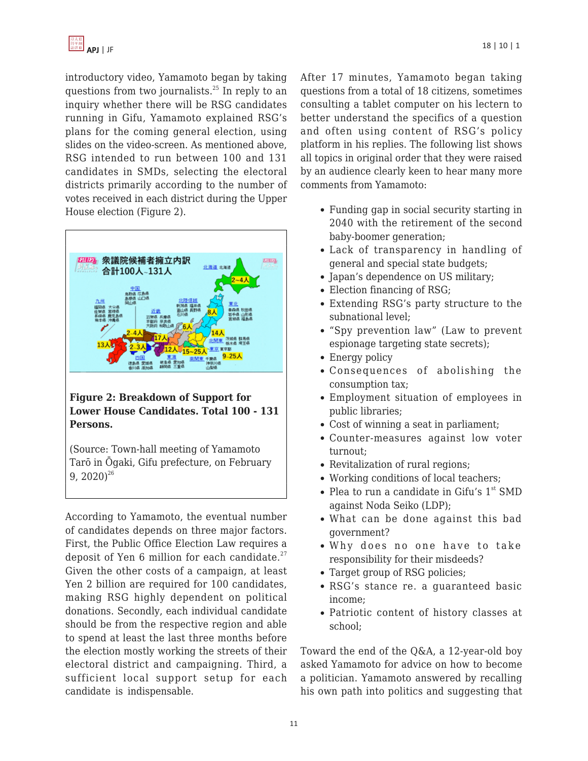introductory video, Yamamoto began by taking questions from two journalists.[25] In reply to an inquiry whether there will be RSG candidates running in Gifu, Yamamoto explained RSG's plans for the coming general election, using slides on the video-screen. As mentioned above, RSG intended to run between 100 and 131 candidates in SMDs, selecting the electoral districts primarily according to the number of votes received in each district during the Upper House election (Figure 2).

**Figure 2: Breakdown of Support for Lower House Candidates. Total 100 - 131 Persons.**

(Source: Town-hall meeting of Yamamoto Tarō in Ōgaki, Gifu prefecture, on February 9, 2020)[26]

According to Yamamoto, the eventual number of candidates depends on three major factors. First, the Public Office Election Law requires a deposit of Yen 6 million for each candidate.[27] Given the other costs of a campaign, at least Yen 2 billion are required for 100 candidates, making RSG highly dependent on political donations. Secondly, each individual candidate should be from the respective region and able to spend at least the last three months before the election mostly working the streets of their electoral district and campaigning. Third, a sufficient local support setup for each candidate is indispensable.

After 17 minutes, Yamamoto began taking questions from a total of 18 citizens, sometimes consulting a tablet computer on his lectern to better understand the specifics of a question and often using content of RSG's policy platform in his replies. The following list shows all topics in original order that they were raised by an audience clearly keen to hear many more comments from Yamamoto:

- Funding gap in social security starting in 2040 with the retirement of the second baby-boomer generation;
- Lack of transparency in handling of general and special state budgets;
- Japan's dependence on US military;
- Election financing of RSG;
- Extending RSG's party structure to the subnational level;
- "Spy prevention law" (Law to prevent espionage targeting state secrets);
- Energy policy
- Consequences of abolishing the consumption tax;
- Employment situation of employees in public libraries;
- Cost of winning a seat in parliament;
- Counter-measures against low voter turnout;
- Revitalization of rural regions;
- Working conditions of local teachers;
- Plea to run a candidate in Gifu's 1st SMD against Noda Seiko (LDP);
- What can be done against this bad government?
- Why does no one have to take responsibility for their misdeeds?
- Target group of RSG policies;
- RSG's stance re. a guaranteed basic income;
- Patriotic content of history classes at school;

Toward the end of the Q&A, a 12-year-old boy asked Yamamoto for advice on how to become a politician. Yamamoto answered by recalling his own path into politics and suggesting that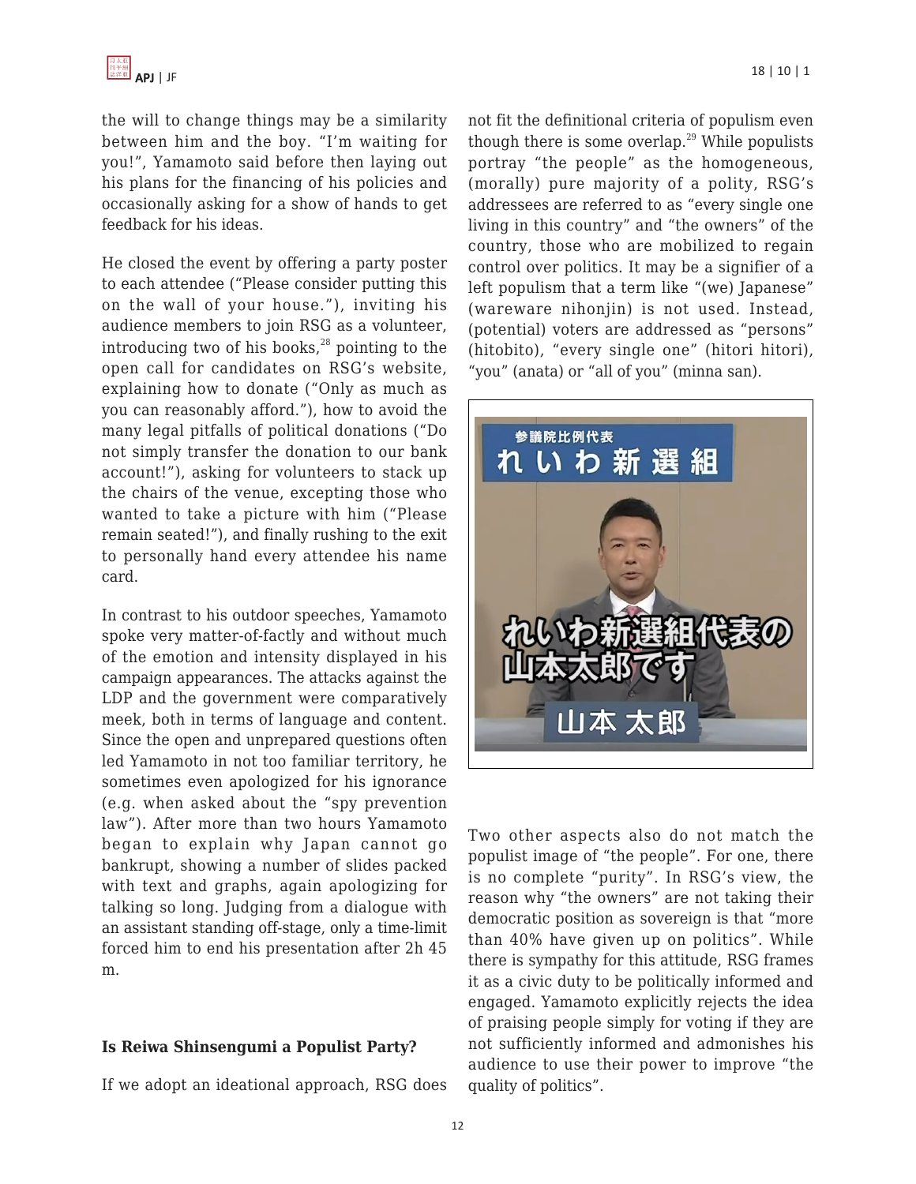the will to change things may be a similarity between him and the boy. "I'm waiting for you!", Yamamoto said before then laying out his plans for the financing of his policies and occasionally asking for a show of hands to get feedback for his ideas.

He closed the event by offering a party poster to each attendee ("Please consider putting this on the wall of your house."), inviting his audience members to join RSG as a volunteer, introducing two of his books,[28] pointing to the open call for candidates on RSG's website, explaining how to donate ("Only as much as you can reasonably afford."), how to avoid the many legal pitfalls of political donations ("Do not simply transfer the donation to our bank account!"), asking for volunteers to stack up the chairs of the venue, excepting those who wanted to take a picture with him ("Please remain seated!"), and finally rushing to the exit to personally hand every attendee his name card.

In contrast to his outdoor speeches, Yamamoto spoke very matter-of-factly and without much of the emotion and intensity displayed in his campaign appearances. The attacks against the LDP and the government were comparatively meek, both in terms of language and content. Since the open and unprepared questions often led Yamamoto in not too familiar territory, he sometimes even apologized for his ignorance (e.g. when asked about the "spy prevention law"). After more than two hours Yamamoto began to explain why Japan cannot go bankrupt, showing a number of slides packed with text and graphs, again apologizing for talking so long. Judging from a dialogue with an assistant standing off-stage, only a time-limit forced him to end his presentation after 2h 45 m.

### Is Reiwa Shinsengumi a Populist Party?

If we adopt an ideational approach, RSG does not fit the definitional criteria of populism even though there is some overlap.[29] While populists portray "the people" as the homogeneous, (morally) pure majority of a polity, RSG's addressees are referred to as "every single one living in this country" and "the owners" of the country, those who are mobilized to regain control over politics. It may be a signifier of a left populism that a term like "(we) Japanese" (wareware nihonjin) is not used. Instead, (potential) voters are addressed as "persons" (hitobito), "every single one" (hitori hitori), "you" (anata) or "all of you" (minna san).

Two other aspects also do not match the populist image of "the people". For one, there is no complete "purity". In RSG's view, the reason why "the owners" are not taking their democratic position as sovereign is that "more than 40% have given up on politics". While there is sympathy for this attitude, RSG frames it as a civic duty to be politically informed and engaged. Yamamoto explicitly rejects the idea of praising people simply for voting if they are not sufficiently informed and admonishes his audience to use their power to improve "the quality of politics".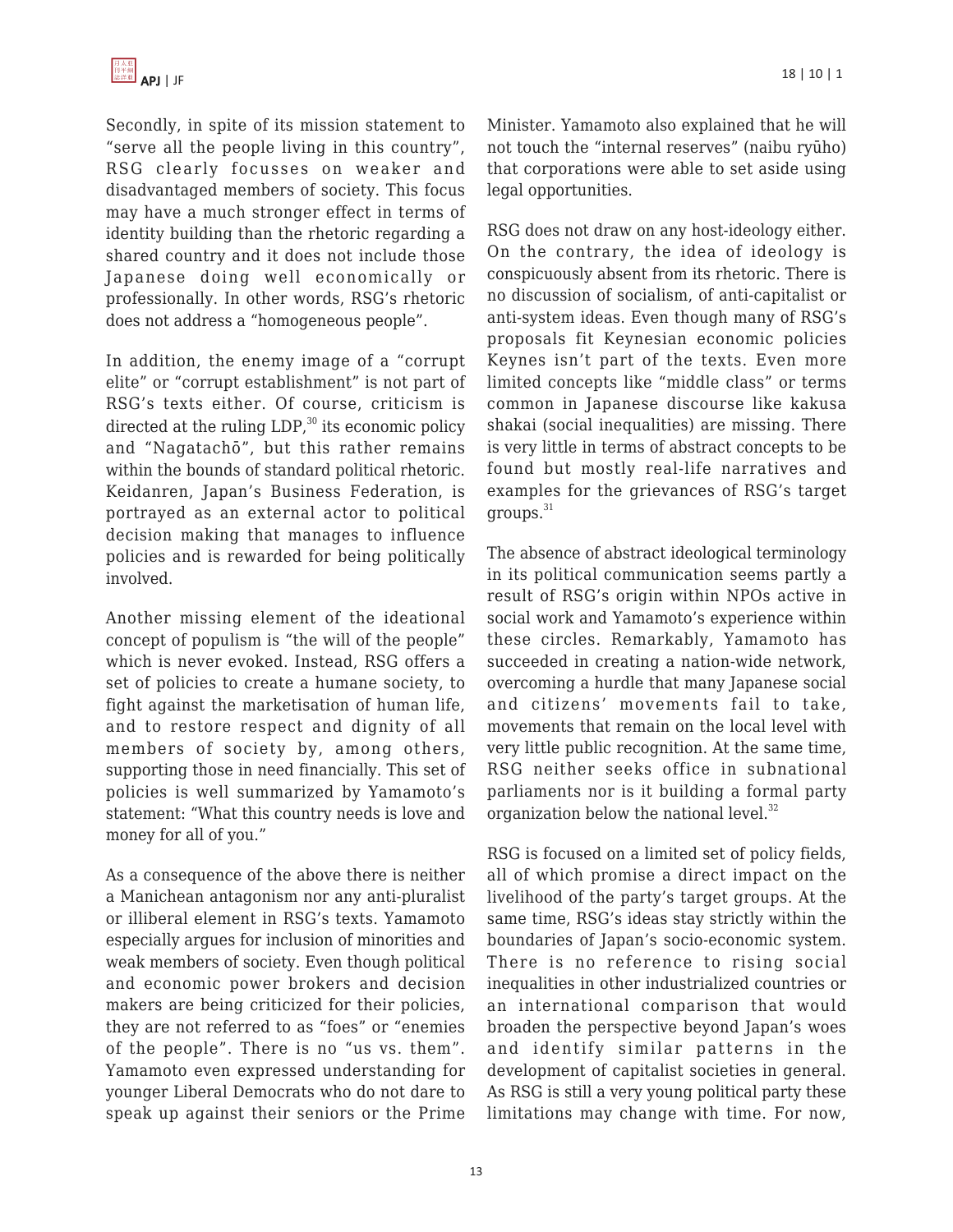Secondly, in spite of its mission statement to "serve all the people living in this country", RSG clearly focusses on weaker and disadvantaged members of society. This focus may have a much stronger effect in terms of identity building than the rhetoric regarding a shared country and it does not include those Japanese doing well economically or professionally. In other words, RSG's rhetoric does not address a "homogeneous people".

In addition, the enemy image of a "corrupt elite" or "corrupt establishment" is not part of RSG's texts either. Of course, criticism is directed at the ruling LDP,[30] its economic policy and "Nagatachō", but this rather remains within the bounds of standard political rhetoric. Keidanren, Japan's Business Federation, is portrayed as an external actor to political decision making that manages to influence policies and is rewarded for being politically involved.

Another missing element of the ideational concept of populism is "the will of the people" which is never evoked. Instead, RSG offers a set of policies to create a humane society, to fight against the marketisation of human life, and to restore respect and dignity of all members of society by, among others, supporting those in need financially. This set of policies is well summarized by Yamamoto's statement: "What this country needs is love and money for all of you."

As a consequence of the above there is neither a Manichean antagonism nor any anti-pluralist or illiberal element in RSG's texts. Yamamoto especially argues for inclusion of minorities and weak members of society. Even though political and economic power brokers and decision makers are being criticized for their policies, they are not referred to as "foes" or "enemies of the people". There is no "us vs. them". Yamamoto even expressed understanding for younger Liberal Democrats who do not dare to speak up against their seniors or the Prime Minister. Yamamoto also explained that he will not touch the "internal reserves" (naibu ryūho) that corporations were able to set aside using legal opportunities.

RSG does not draw on any host-ideology either. On the contrary, the idea of ideology is conspicuously absent from its rhetoric. There is no discussion of socialism, of anti-capitalist or anti-system ideas. Even though many of RSG's proposals fit Keynesian economic policies Keynes isn't part of the texts. Even more limited concepts like "middle class" or terms common in Japanese discourse like kakusa shakai (social inequalities) are missing. There is very little in terms of abstract concepts to be found but mostly real-life narratives and examples for the grievances of RSG's target groups.[31]

The absence of abstract ideological terminology in its political communication seems partly a result of RSG's origin within NPOs active in social work and Yamamoto's experience within these circles. Remarkably, Yamamoto has succeeded in creating a nation-wide network, overcoming a hurdle that many Japanese social and citizens' movements fail to take, movements that remain on the local level with very little public recognition. At the same time, RSG neither seeks office in subnational parliaments nor is it building a formal party organization below the national level.[32]

RSG is focused on a limited set of policy fields, all of which promise a direct impact on the livelihood of the party's target groups. At the same time, RSG's ideas stay strictly within the boundaries of Japan's socio-economic system. There is no reference to rising social inequalities in other industrialized countries or an international comparison that would broaden the perspective beyond Japan's woes and identify similar patterns in the development of capitalist societies in general. As RSG is still a very young political party these limitations may change with time. For now,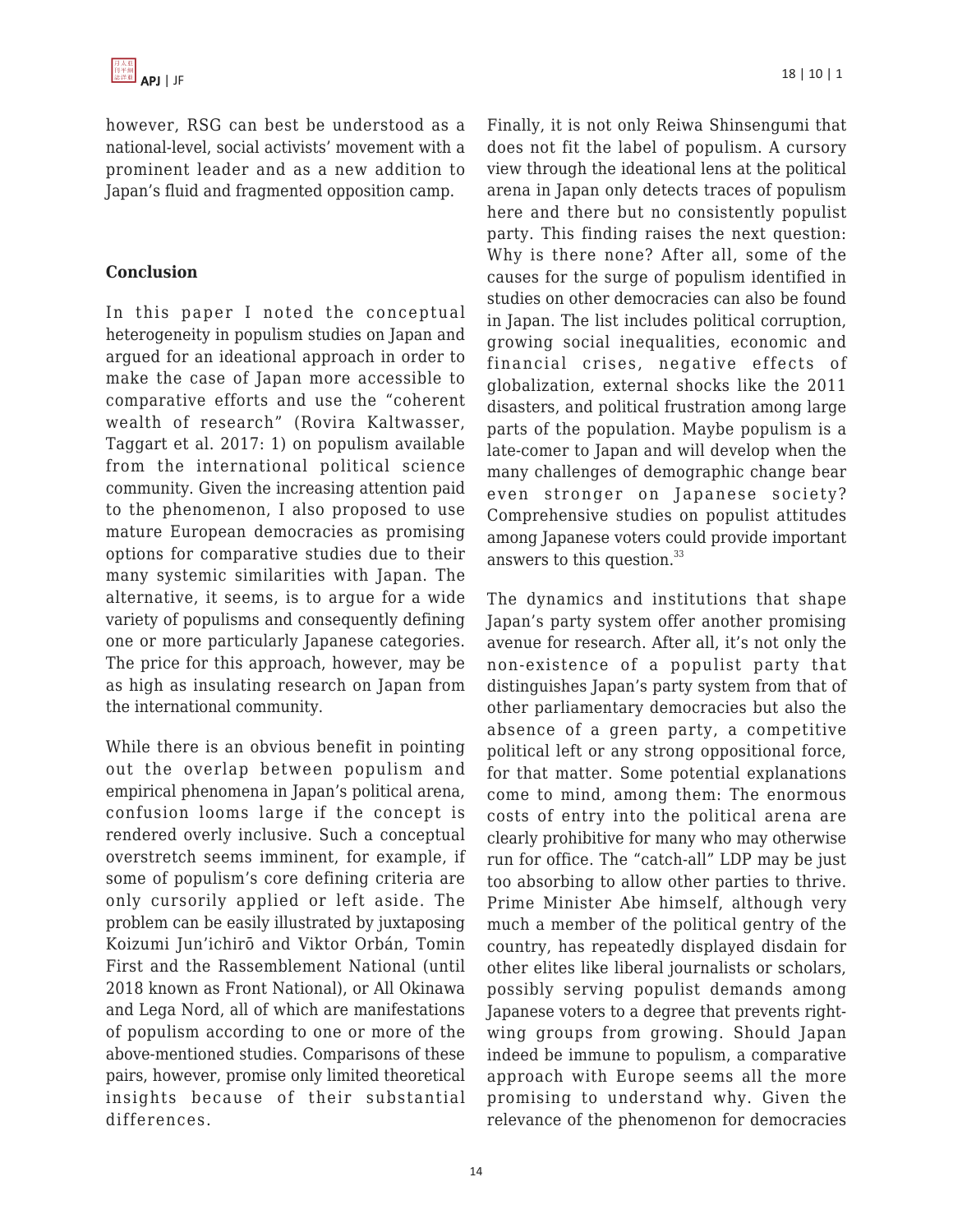however, RSG can best be understood as a national-level, social activists' movement with a prominent leader and as a new addition to Japan's fluid and fragmented opposition camp.

## Conclusion

In this paper I noted the conceptual heterogeneity in populism studies on Japan and argued for an ideational approach in order to make the case of Japan more accessible to comparative efforts and use the "coherent wealth of research" (Rovira Kaltwasser, Taggart et al. 2017: 1) on populism available from the international political science community. Given the increasing attention paid to the phenomenon, I also proposed to use mature European democracies as promising options for comparative studies due to their many systemic similarities with Japan. The alternative, it seems, is to argue for a wide variety of populisms and consequently defining one or more particularly Japanese categories. The price for this approach, however, may be as high as insulating research on Japan from the international community.

While there is an obvious benefit in pointing out the overlap between populism and empirical phenomena in Japan's political arena, confusion looms large if the concept is rendered overly inclusive. Such a conceptual overstretch seems imminent, for example, if some of populism's core defining criteria are only cursorily applied or left aside. The problem can be easily illustrated by juxtaposing Koizumi Jun'ichirō and Viktor Orbán, Tomin First and the Rassemblement National (until 2018 known as Front National), or All Okinawa and Lega Nord, all of which are manifestations of populism according to one or more of the above-mentioned studies. Comparisons of these pairs, however, promise only limited theoretical insights because of their substantial differences.

Finally, it is not only Reiwa Shinsengumi that does not fit the label of populism. A cursory view through the ideational lens at the political arena in Japan only detects traces of populism here and there but no consistently populist party. This finding raises the next question: Why is there none? After all, some of the causes for the surge of populism identified in studies on other democracies can also be found in Japan. The list includes political corruption, growing social inequalities, economic and financial crises, negative effects of globalization, external shocks like the 2011 disasters, and political frustration among large parts of the population. Maybe populism is a late-comer to Japan and will develop when the many challenges of demographic change bear even stronger on Japanese society? Comprehensive studies on populist attitudes among Japanese voters could provide important answers to this question.[33]

The dynamics and institutions that shape Japan's party system offer another promising avenue for research. After all, it's not only the non-existence of a populist party that distinguishes Japan's party system from that of other parliamentary democracies but also the absence of a green party, a competitive political left or any strong oppositional force, for that matter. Some potential explanations come to mind, among them: The enormous costs of entry into the political arena are clearly prohibitive for many who may otherwise run for office. The "catch-all" LDP may be just too absorbing to allow other parties to thrive. Prime Minister Abe himself, although very much a member of the political gentry of the country, has repeatedly displayed disdain for other elites like liberal journalists or scholars, possibly serving populist demands among Japanese voters to a degree that prevents right-wing groups from growing. Should Japan indeed be immune to populism, a comparative approach with Europe seems all the more promising to understand why. Given the relevance of the phenomenon for democracies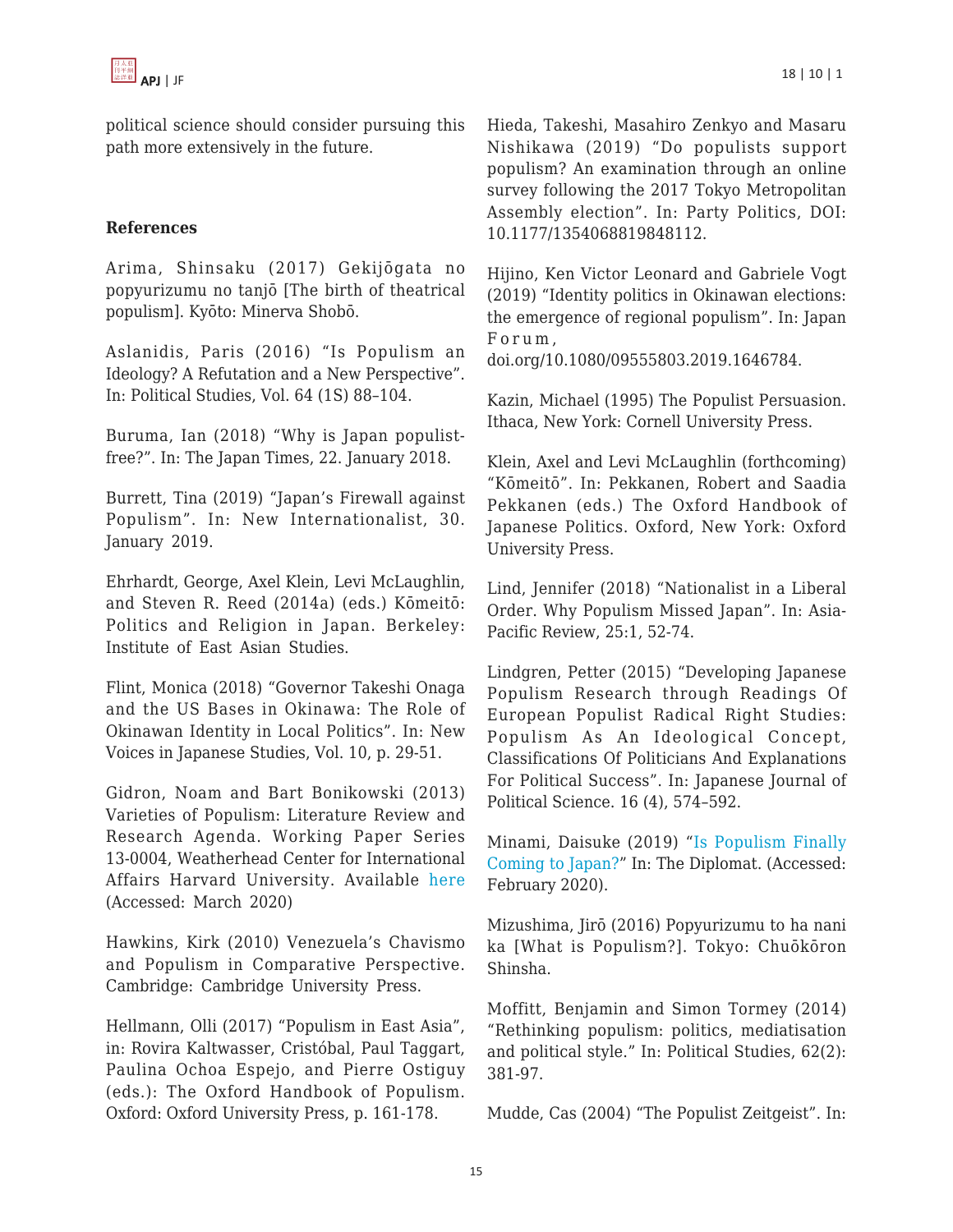political science should consider pursuing this path more extensively in the future.

**References**

Arima, Shinsaku (2017) Gekijōgata no popyurizumu no tanjō [The birth of theatrical populism]. Kyōto: Minerva Shobō.

Aslanidis, Paris (2016) "Is Populism an Ideology? A Refutation and a New Perspective". In: Political Studies, Vol. 64 (1S) 88–104.

Buruma, Ian (2018) "Why is Japan populist-free?". In: The Japan Times, 22. January 2018.

Burrett, Tina (2019) "Japan's Firewall against Populism". In: New Internationalist, 30. January 2019.

Ehrhardt, George, Axel Klein, Levi McLaughlin, and Steven R. Reed (2014a) (eds.) Kōmeitō: Politics and Religion in Japan. Berkeley: Institute of East Asian Studies.

Flint, Monica (2018) "Governor Takeshi Onaga and the US Bases in Okinawa: The Role of Okinawan Identity in Local Politics". In: New Voices in Japanese Studies, Vol. 10, p. 29-51.

Gidron, Noam and Bart Bonikowski (2013) Varieties of Populism: Literature Review and Research Agenda. Working Paper Series 13-0004, Weatherhead Center for International Affairs Harvard University. Available here (Accessed: March 2020)

Hawkins, Kirk (2010) Venezuela's Chavismo and Populism in Comparative Perspective. Cambridge: Cambridge University Press.

Hellmann, Olli (2017) "Populism in East Asia", in: Rovira Kaltwasser, Cristóbal, Paul Taggart, Paulina Ochoa Espejo, and Pierre Ostiguy (eds.): The Oxford Handbook of Populism. Oxford: Oxford University Press, p. 161-178.

Hieda, Takeshi, Masahiro Zenkyo and Masaru Nishikawa (2019) "Do populists support populism? An examination through an online survey following the 2017 Tokyo Metropolitan Assembly election". In: Party Politics, DOI: 10.1177/1354068819848112.

Hijino, Ken Victor Leonard and Gabriele Vogt (2019) "Identity politics in Okinawan elections: the emergence of regional populism". In: Japan Forum, doi.org/10.1080/09555803.2019.1646784.

Kazin, Michael (1995) The Populist Persuasion. Ithaca, New York: Cornell University Press.

Klein, Axel and Levi McLaughlin (forthcoming) "Kōmeitō". In: Pekkanen, Robert and Saadia Pekkanen (eds.) The Oxford Handbook of Japanese Politics. Oxford, New York: Oxford University Press.

Lind, Jennifer (2018) "Nationalist in a Liberal Order. Why Populism Missed Japan". In: Asia-Pacific Review, 25:1, 52-74.

Lindgren, Petter (2015) "Developing Japanese Populism Research through Readings Of European Populist Radical Right Studies: Populism As An Ideological Concept, Classifications Of Politicians And Explanations For Political Success". In: Japanese Journal of Political Science. 16 (4), 574–592.

Minami, Daisuke (2019) "Is Populism Finally Coming to Japan?" In: The Diplomat. (Accessed: February 2020).

Mizushima, Jirō (2016) Popyurizumu to ha nani ka [What is Populism?]. Tokyo: Chuōkōron Shinsha.

Moffitt, Benjamin and Simon Tormey (2014) "Rethinking populism: politics, mediatisation and political style." In: Political Studies, 62(2): 381-97.

Mudde, Cas (2004) "The Populist Zeitgeist". In: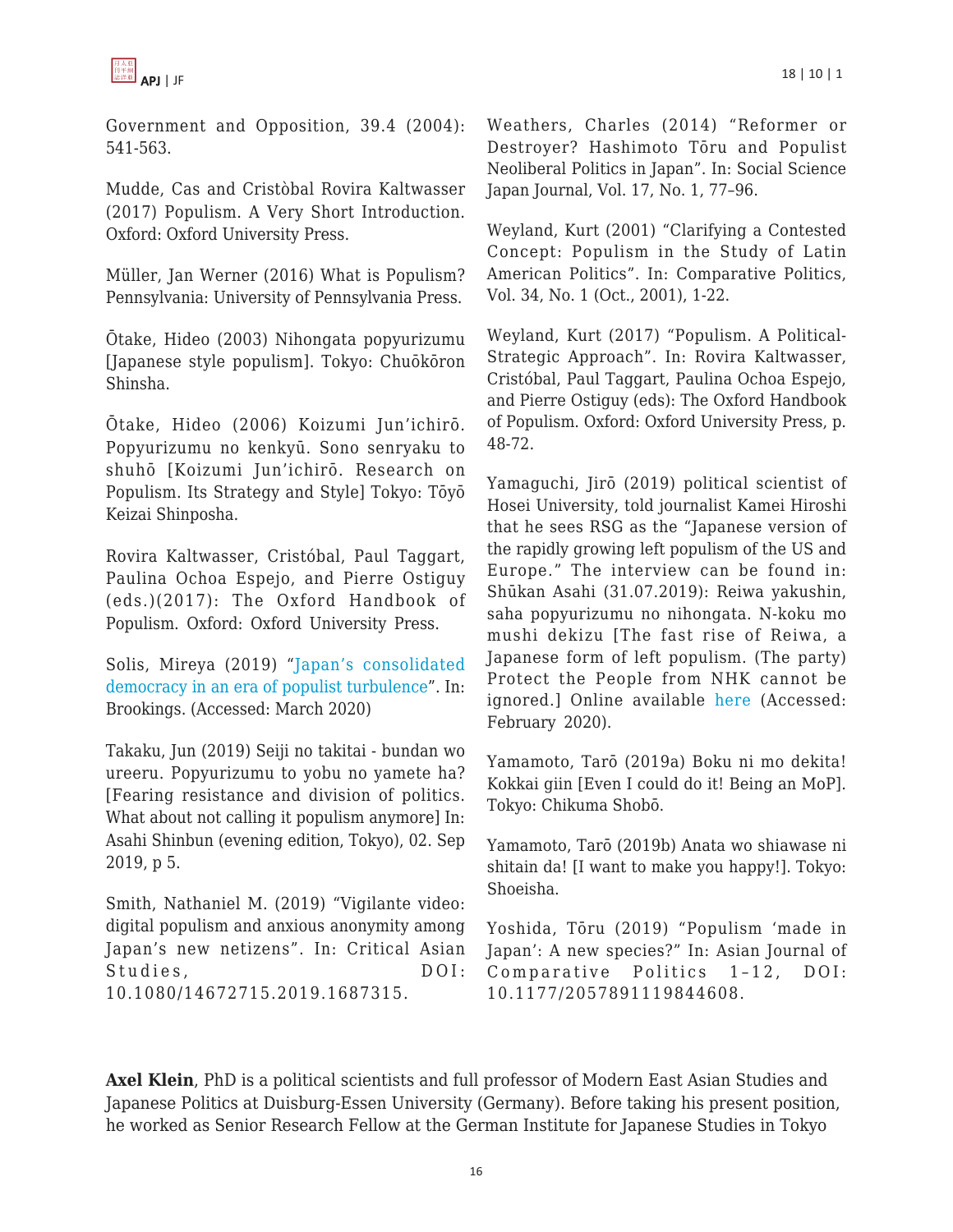Government and Opposition, 39.4 (2004): 541-563.

Mudde, Cas and Cristòbal Rovira Kaltwasser (2017) Populism. A Very Short Introduction. Oxford: Oxford University Press.

Müller, Jan Werner (2016) What is Populism? Pennsylvania: University of Pennsylvania Press.

Ōtake, Hideo (2003) Nihongata popyurizumu [Japanese style populism]. Tokyo: Chuōkōron Shinsha.

Ōtake, Hideo (2006) Koizumi Jun'ichirō. Popyurizumu no kenkyū. Sono senryaku to shuhō [Koizumi Jun'ichirō. Research on Populism. Its Strategy and Style] Tokyo: Tōyō Keizai Shinposha.

Rovira Kaltwasser, Cristóbal, Paul Taggart, Paulina Ochoa Espejo, and Pierre Ostiguy (eds.)(2017): The Oxford Handbook of Populism. Oxford: Oxford University Press.

Solis, Mireya (2019) "Japan's consolidated democracy in an era of populist turbulence". In: Brookings. (Accessed: March 2020)

Takaku, Jun (2019) Seiji no takitai - bundan wo ureeru. Popyurizumu to yobu no yamete ha? [Fearing resistance and division of politics. What about not calling it populism anymore] In: Asahi Shinbun (evening edition, Tokyo), 02. Sep 2019, p 5.

Smith, Nathaniel M. (2019) "Vigilante video: digital populism and anxious anonymity among Japan's new netizens". In: Critical Asian Studies, DOI: 10.1080/14672715.2019.1687315.

Weathers, Charles (2014) "Reformer or Destroyer? Hashimoto Tōru and Populist Neoliberal Politics in Japan". In: Social Science Japan Journal, Vol. 17, No. 1, 77–96.

Weyland, Kurt (2001) "Clarifying a Contested Concept: Populism in the Study of Latin American Politics". In: Comparative Politics, Vol. 34, No. 1 (Oct., 2001), 1-22.

Weyland, Kurt (2017) "Populism. A Political-Strategic Approach". In: Rovira Kaltwasser, Cristóbal, Paul Taggart, Paulina Ochoa Espejo, and Pierre Ostiguy (eds): The Oxford Handbook of Populism. Oxford: Oxford University Press, p. 48-72.

Yamaguchi, Jirō (2019) political scientist of Hosei University, told journalist Kamei Hiroshi that he sees RSG as the "Japanese version of the rapidly growing left populism of the US and Europe." The interview can be found in: Shūkan Asahi (31.07.2019): Reiwa yakushin, saha popyurizumu no nihongata. N-koku mo mushi dekizu [The fast rise of Reiwa, a Japanese form of left populism. (The party) Protect the People from NHK cannot be ignored.] Online available here (Accessed: February 2020).

Yamamoto, Tarō (2019a) Boku ni mo dekita! Kokkai giin [Even I could do it! Being an MoP]. Tokyo: Chikuma Shobō.

Yamamoto, Tarō (2019b) Anata wo shiawase ni shitain da! [I want to make you happy!]. Tokyo: Shoeisha.

Yoshida, Tōru (2019) "Populism 'made in Japan': A new species?" In: Asian Journal of Comparative Politics 1–12, DOI: 10.1177/2057891119844608.

**Axel Klein**, PhD is a political scientists and full professor of Modern East Asian Studies and Japanese Politics at Duisburg-Essen University (Germany). Before taking his present position, he worked as Senior Research Fellow at the German Institute for Japanese Studies in Tokyo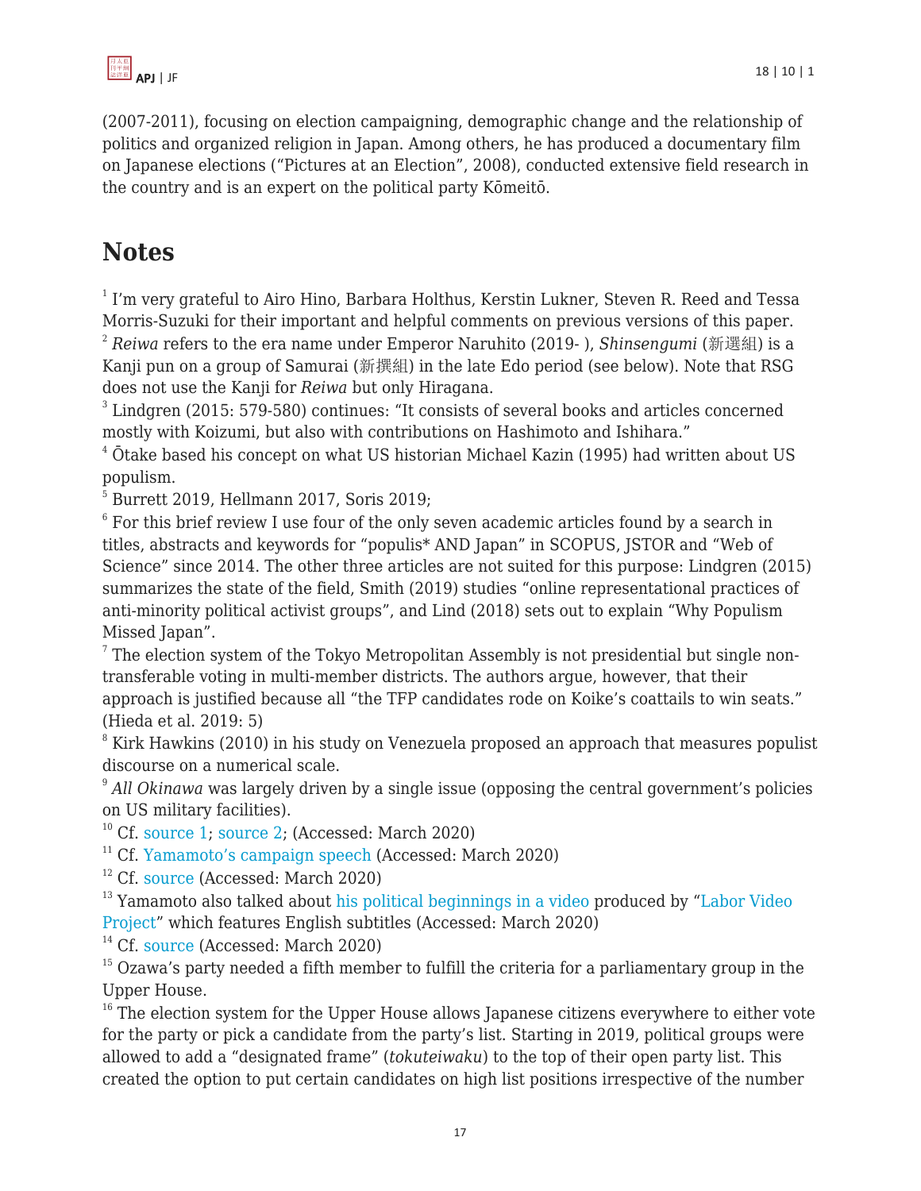(2007-2011), focusing on election campaigning, demographic change and the relationship of politics and organized religion in Japan. Among others, he has produced a documentary film on Japanese elections ("Pictures at an Election", 2008), conducted extensive field research in the country and is an expert on the political party Kōmeitō.

## Notes

[1] I'm very grateful to Airo Hino, Barbara Holthus, Kerstin Lukner, Steven R. Reed and Tessa Morris-Suzuki for their important and helpful comments on previous versions of this paper.

[2] *Reiwa* refers to the era name under Emperor Naruhito (2019- ), *Shinsengumi* (新選組) is a Kanji pun on a group of Samurai (新撰組) in the late Edo period (see below). Note that RSG does not use the Kanji for *Reiwa* but only Hiragana.

[3] Lindgren (2015: 579-580) continues: "It consists of several books and articles concerned mostly with Koizumi, but also with contributions on Hashimoto and Ishihara."

[4] Ōtake based his concept on what US historian Michael Kazin (1995) had written about US populism.

[5] Burrett 2019, Hellmann 2017, Soris 2019;

[6] For this brief review I use four of the only seven academic articles found by a search in titles, abstracts and keywords for "populis* AND Japan" in SCOPUS, JSTOR and "Web of Science" since 2014. The other three articles are not suited for this purpose: Lindgren (2015) summarizes the state of the field, Smith (2019) studies "online representational practices of anti-minority political activist groups", and Lind (2018) sets out to explain "Why Populism Missed Japan".

[7] The election system of the Tokyo Metropolitan Assembly is not presidential but single non-transferable voting in multi-member districts. The authors argue, however, that their approach is justified because all "the TFP candidates rode on Koike's coattails to win seats." (Hieda et al. 2019: 5)

[8] Kirk Hawkins (2010) in his study on Venezuela proposed an approach that measures populist discourse on a numerical scale.

[9] *All Okinawa* was largely driven by a single issue (opposing the central government's policies on US military facilities).

[10] Cf. source 1; source 2; (Accessed: March 2020)

[11] Cf. Yamamoto's campaign speech (Accessed: March 2020)

[12] Cf. source (Accessed: March 2020)

[13] Yamamoto also talked about his political beginnings in a video produced by "Labor Video Project" which features English subtitles (Accessed: March 2020)

[14] Cf. source (Accessed: March 2020)

[15] Ozawa's party needed a fifth member to fulfill the criteria for a parliamentary group in the Upper House.

[16] The election system for the Upper House allows Japanese citizens everywhere to either vote for the party or pick a candidate from the party's list. Starting in 2019, political groups were allowed to add a "designated frame" (*tokuteiwaku*) to the top of their open party list. This created the option to put certain candidates on high list positions irrespective of the number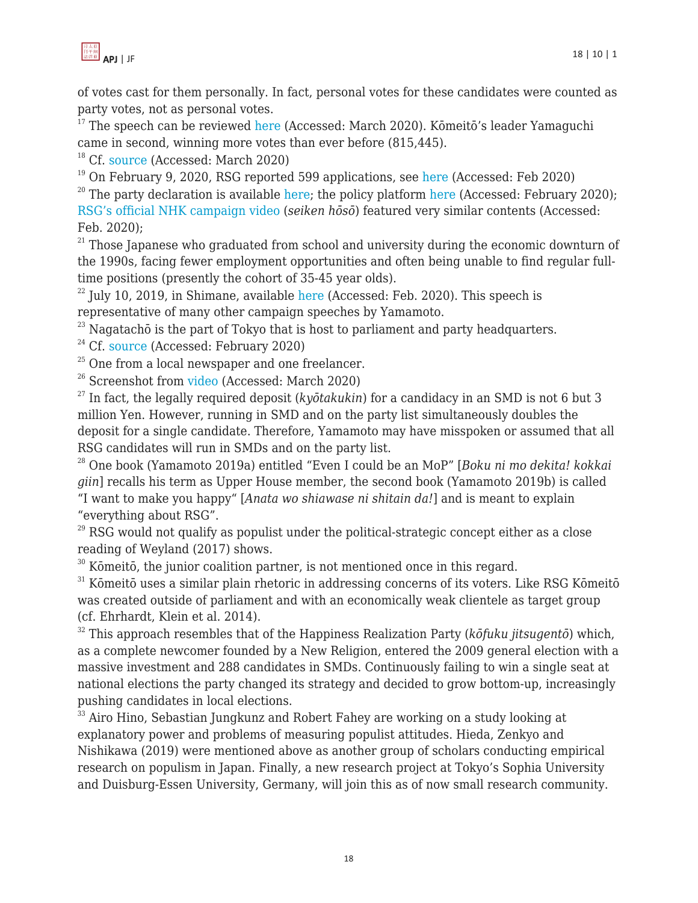of votes cast for them personally. In fact, personal votes for these candidates were counted as party votes, not as personal votes.

[17] The speech can be reviewed here (Accessed: March 2020). Kōmeitō's leader Yamaguchi came in second, winning more votes than ever before (815,445).

[18] Cf. source (Accessed: March 2020)

[19] On February 9, 2020, RSG reported 599 applications, see here (Accessed: Feb 2020)

[20] The party declaration is available here; the policy platform here (Accessed: February 2020); RSG's official NHK campaign video (*seiken hōsō*) featured very similar contents (Accessed: Feb. 2020);

[21] Those Japanese who graduated from school and university during the economic downturn of the 1990s, facing fewer employment opportunities and often being unable to find regular full-time positions (presently the cohort of 35-45 year olds).

[22] July 10, 2019, in Shimane, available here (Accessed: Feb. 2020). This speech is representative of many other campaign speeches by Yamamoto.

[23] Nagatachō is the part of Tokyo that is host to parliament and party headquarters.

[24] Cf. source (Accessed: February 2020)

[25] One from a local newspaper and one freelancer.

[26] Screenshot from video (Accessed: March 2020)

[27] In fact, the legally required deposit (*kyōtakukin*) for a candidacy in an SMD is not 6 but 3 million Yen. However, running in SMD and on the party list simultaneously doubles the deposit for a single candidate. Therefore, Yamamoto may have misspoken or assumed that all RSG candidates will run in SMDs and on the party list.

[28] One book (Yamamoto 2019a) entitled "Even I could be an MoP" [*Boku ni mo dekita! kokkai giin*] recalls his term as Upper House member, the second book (Yamamoto 2019b) is called "I want to make you happy" [*Anata wo shiawase ni shitain da!*] and is meant to explain "everything about RSG".

[29] RSG would not qualify as populist under the political-strategic concept either as a close reading of Weyland (2017) shows.

[30] Kōmeitō, the junior coalition partner, is not mentioned once in this regard.

[31] Kōmeitō uses a similar plain rhetoric in addressing concerns of its voters. Like RSG Kōmeitō was created outside of parliament and with an economically weak clientele as target group (cf. Ehrhardt, Klein et al. 2014).

[32] This approach resembles that of the Happiness Realization Party (*kōfuku jitsugentō*) which, as a complete newcomer founded by a New Religion, entered the 2009 general election with a massive investment and 288 candidates in SMDs. Continuously failing to win a single seat at national elections the party changed its strategy and decided to grow bottom-up, increasingly pushing candidates in local elections.

[33] Airo Hino, Sebastian Jungkunz and Robert Fahey are working on a study looking at explanatory power and problems of measuring populist attitudes. Hieda, Zenkyo and Nishikawa (2019) were mentioned above as another group of scholars conducting empirical research on populism in Japan. Finally, a new research project at Tokyo's Sophia University and Duisburg-Essen University, Germany, will join this as of now small research community.